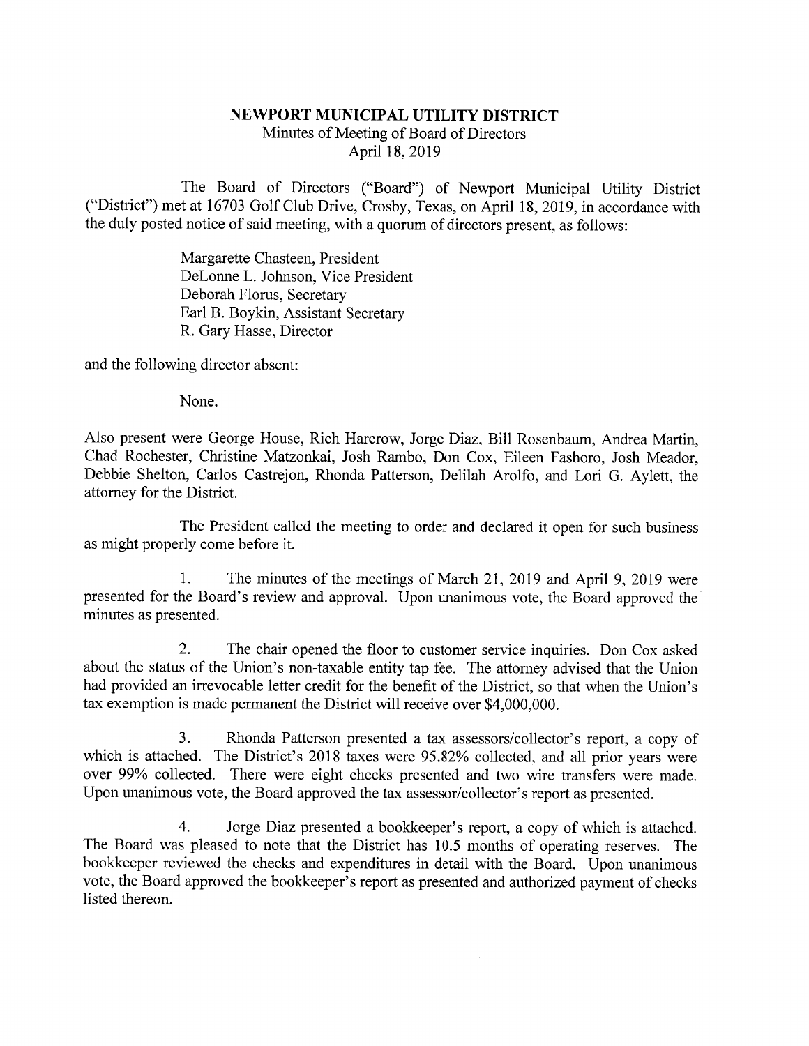**NEWPORT MUNICIPAL UTILITY DISTRICT**
Minutes of Meeting of Board of Directors
April 18, 2019

The Board of Directors ("Board") of Newport Municipal Utility District ("District") met at 16703 Golf Club Drive, Crosby, Texas, on April 18, 2019, in accordance with the duly posted notice of said meeting, with a quorum of directors present, as follows:

Margarette Chasteen, President
DeLonne L. Johnson, Vice President
Deborah Florus, Secretary
Earl B. Boykin, Assistant Secretary
R. Gary Hasse, Director

and the following director absent:

None.

Also present were George House, Rich Harcrow, Jorge Diaz, Bill Rosenbaum, Andrea Martin, Chad Rochester, Christine Matzonkai, Josh Rambo, Don Cox, Eileen Fashoro, Josh Meador, Debbie Shelton, Carlos Castrejon, Rhonda Patterson, Delilah Arolfo, and Lori G. Aylett, the attorney for the District.

The President called the meeting to order and declared it open for such business as might properly come before it.

1. The minutes of the meetings of March 21, 2019 and April 9, 2019 were presented for the Board's review and approval. Upon unanimous vote, the Board approved the minutes as presented.

2. The chair opened the floor to customer service inquiries. Don Cox asked about the status of the Union's non-taxable entity tap fee. The attorney advised that the Union had provided an irrevocable letter credit for the benefit of the District, so that when the Union's tax exemption is made permanent the District will receive over $4,000,000.

3. Rhonda Patterson presented a tax assessors/collector's report, a copy of which is attached. The District's 2018 taxes were 95.82% collected, and all prior years were over 99% collected. There were eight checks presented and two wire transfers were made. Upon unanimous vote, the Board approved the tax assessor/collector's report as presented.

4. Jorge Diaz presented a bookkeeper's report, a copy of which is attached. The Board was pleased to note that the District has 10.5 months of operating reserves. The bookkeeper reviewed the checks and expenditures in detail with the Board. Upon unanimous vote, the Board approved the bookkeeper's report as presented and authorized payment of checks listed thereon.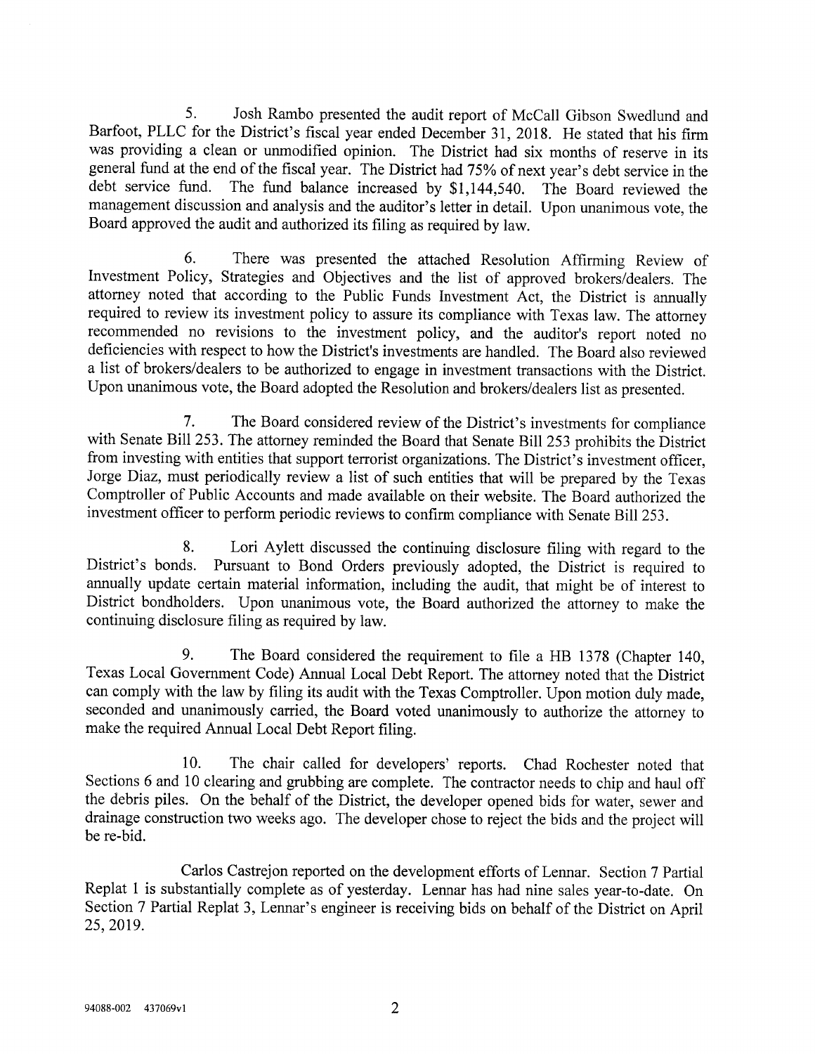5. Josh Rambo presented the audit report of McCall Gibson Swedlund and Barfoot, PLLC for the District's fiscal year ended December 31, 2018. He stated that his firm was providing a clean or unmodified opinion. The District had six months of reserve in its general fund at the end of the fiscal year. The District had 75% of next year's debt service in the debt service fund. The fund balance increased by $1,144,540. The Board reviewed the management discussion and analysis and the auditor's letter in detail. Upon unanimous vote, the Board approved the audit and authorized its filing as required by law.

6. There was presented the attached Resolution Affirming Review of Investment Policy, Strategies and Objectives and the list of approved brokers/dealers. The attorney noted that according to the Public Funds Investment Act, the District is annually required to review its investment policy to assure its compliance with Texas law. The attorney recommended no revisions to the investment policy, and the auditor's report noted no deficiencies with respect to how the District's investments are handled. The Board also reviewed a list of brokers/dealers to be authorized to engage in investment transactions with the District. Upon unanimous vote, the Board adopted the Resolution and brokers/dealers list as presented.

7. The Board considered review of the District's investments for compliance with Senate Bill 253. The attorney reminded the Board that Senate Bill 253 prohibits the District from investing with entities that support terrorist organizations. The District's investment officer, Jorge Diaz, must periodically review a list of such entities that will be prepared by the Texas Comptroller of Public Accounts and made available on their website. The Board authorized the investment officer to perform periodic reviews to confirm compliance with Senate Bill 253.

8. Lori Aylett discussed the continuing disclosure filing with regard to the District's bonds. Pursuant to Bond Orders previously adopted, the District is required to annually update certain material information, including the audit, that might be of interest to District bondholders. Upon unanimous vote, the Board authorized the attorney to make the continuing disclosure filing as required by law.

9. The Board considered the requirement to file a HB 1378 (Chapter 140, Texas Local Government Code) Annual Local Debt Report. The attorney noted that the District can comply with the law by filing its audit with the Texas Comptroller. Upon motion duly made, seconded and unanimously carried, the Board voted unanimously to authorize the attorney to make the required Annual Local Debt Report filing.

10. The chair called for developers' reports. Chad Rochester noted that Sections 6 and 10 clearing and grubbing are complete. The contractor needs to chip and haul off the debris piles. On the behalf of the District, the developer opened bids for water, sewer and drainage construction two weeks ago. The developer chose to reject the bids and the project will be re-bid.

Carlos Castrejon reported on the development efforts of Lennar. Section 7 Partial Replat 1 is substantially complete as of yesterday. Lennar has had nine sales year-to-date. On Section 7 Partial Replat 3, Lennar's engineer is receiving bids on behalf of the District on April 25, 2019.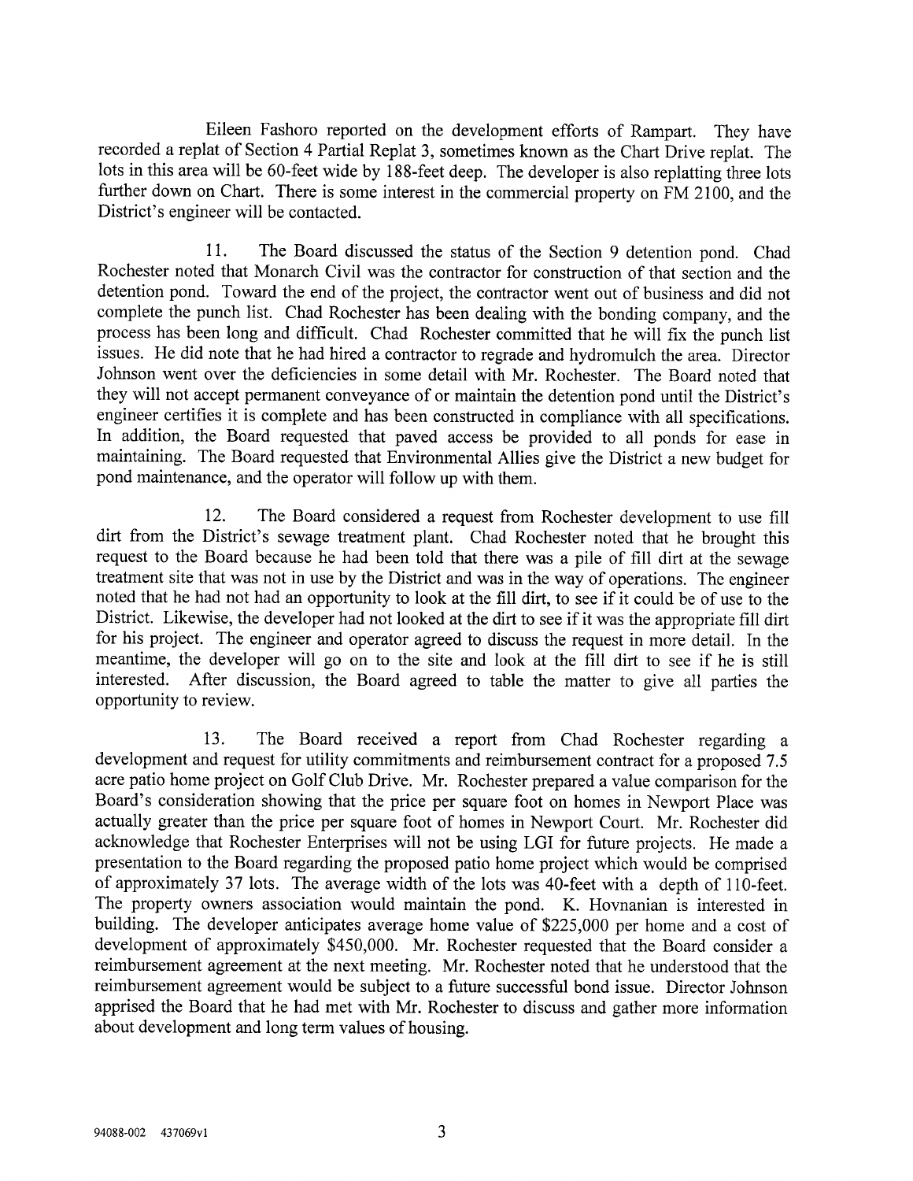Eileen Fashoro reported on the development efforts of Rampart. They have recorded a replat of Section 4 Partial Replat 3, sometimes known as the Chart Drive replat. The lots in this area will be 60-feet wide by 188-feet deep. The developer is also replatting three lots further down on Chart. There is some interest in the commercial property on FM 2100, and the District's engineer will be contacted.

11. The Board discussed the status of the Section 9 detention pond. Chad Rochester noted that Monarch Civil was the contractor for construction of that section and the detention pond. Toward the end of the project, the contractor went out of business and did not complete the punch list. Chad Rochester has been dealing with the bonding company, and the process has been long and difficult. Chad Rochester committed that he will fix the punch list issues. He did note that he had hired a contractor to regrade and hydromulch the area. Director Johnson went over the deficiencies in some detail with Mr. Rochester. The Board noted that they will not accept permanent conveyance of or maintain the detention pond until the District's engineer certifies it is complete and has been constructed in compliance with all specifications. In addition, the Board requested that paved access be provided to all ponds for ease in maintaining. The Board requested that Environmental Allies give the District a new budget for pond maintenance, and the operator will follow up with them.

12. The Board considered a request from Rochester development to use fill dirt from the District's sewage treatment plant. Chad Rochester noted that he brought this request to the Board because he had been told that there was a pile of fill dirt at the sewage treatment site that was not in use by the District and was in the way of operations. The engineer noted that he had not had an opportunity to look at the fill dirt, to see if it could be of use to the District. Likewise, the developer had not looked at the dirt to see if it was the appropriate fill dirt for his project. The engineer and operator agreed to discuss the request in more detail. In the meantime, the developer will go on to the site and look at the fill dirt to see if he is still interested. After discussion, the Board agreed to table the matter to give all parties the opportunity to review.

13. The Board received a report from Chad Rochester regarding a development and request for utility commitments and reimbursement contract for a proposed 7.5 acre patio home project on Golf Club Drive. Mr. Rochester prepared a value comparison for the Board's consideration showing that the price per square foot on homes in Newport Place was actually greater than the price per square foot of homes in Newport Court. Mr. Rochester did acknowledge that Rochester Enterprises will not be using LGI for future projects. He made a presentation to the Board regarding the proposed patio home project which would be comprised of approximately 37 lots. The average width of the lots was 40-feet with a depth of 110-feet. The property owners association would maintain the pond. K. Hovnanian is interested in building. The developer anticipates average home value of $225,000 per home and a cost of development of approximately $450,000. Mr. Rochester requested that the Board consider a reimbursement agreement at the next meeting. Mr. Rochester noted that he understood that the reimbursement agreement would be subject to a future successful bond issue. Director Johnson apprised the Board that he had met with Mr. Rochester to discuss and gather more information about development and long term values of housing.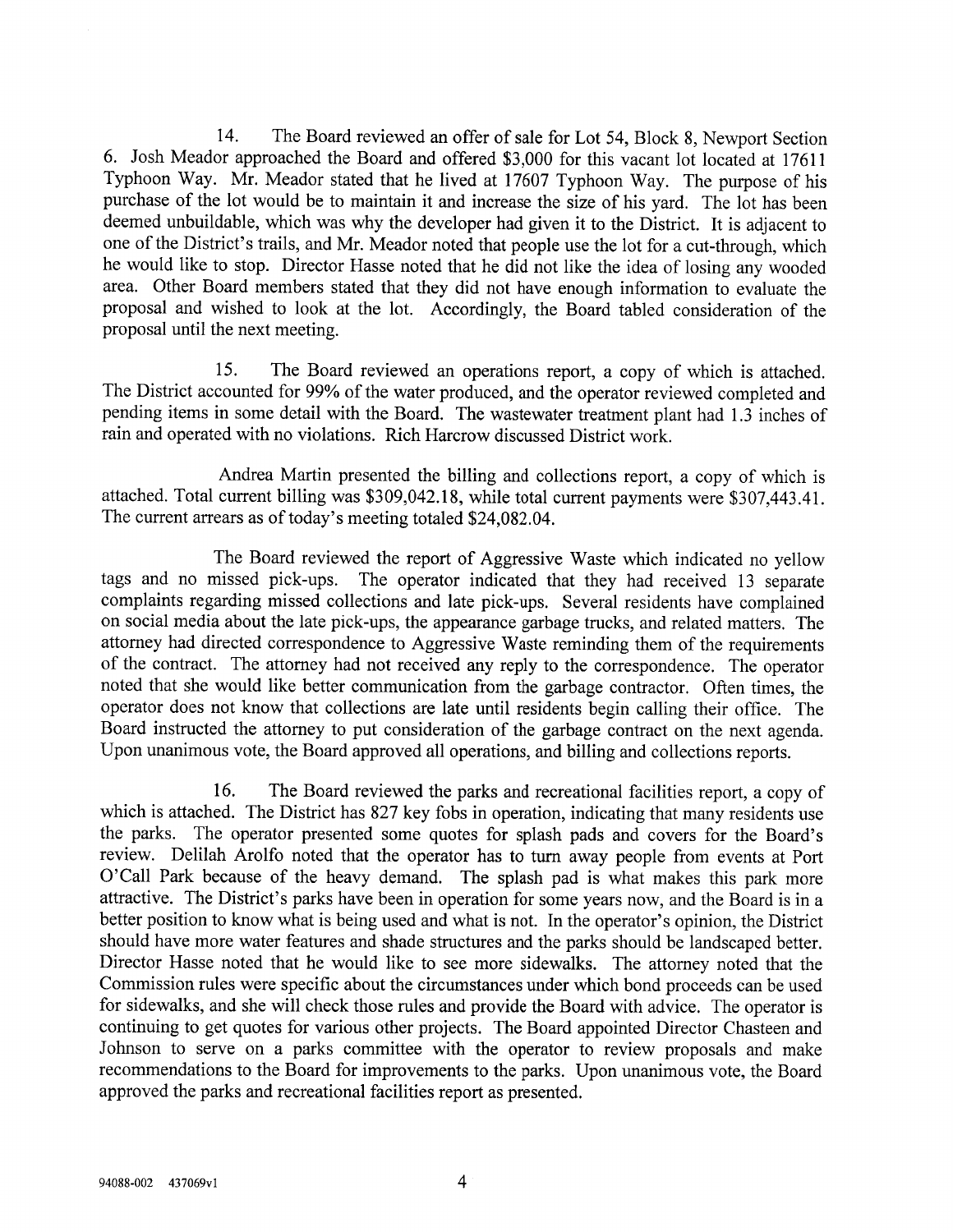14. The Board reviewed an offer of sale for Lot 54, Block 8, Newport Section 6. Josh Meador approached the Board and offered $3,000 for this vacant lot located at 17611 Typhoon Way. Mr. Meador stated that he lived at 17607 Typhoon Way. The purpose of his purchase of the lot would be to maintain it and increase the size of his yard. The lot has been deemed unbuildable, which was why the developer had given it to the District. It is adjacent to one of the District's trails, and Mr. Meador noted that people use the lot for a cut-through, which he would like to stop. Director Hasse noted that he did not like the idea of losing any wooded area. Other Board members stated that they did not have enough information to evaluate the proposal and wished to look at the lot. Accordingly, the Board tabled consideration of the proposal until the next meeting.

15. The Board reviewed an operations report, a copy of which is attached. The District accounted for 99% of the water produced, and the operator reviewed completed and pending items in some detail with the Board. The wastewater treatment plant had 1.3 inches of rain and operated with no violations. Rich Harcrow discussed District work.

Andrea Martin presented the billing and collections report, a copy of which is attached. Total current billing was $309,042.18, while total current payments were $307,443.41. The current arrears as of today's meeting totaled $24,082.04.

The Board reviewed the report of Aggressive Waste which indicated no yellow tags and no missed pick-ups. The operator indicated that they had received 13 separate complaints regarding missed collections and late pick-ups. Several residents have complained on social media about the late pick-ups, the appearance garbage trucks, and related matters. The attorney had directed correspondence to Aggressive Waste reminding them of the requirements of the contract. The attorney had not received any reply to the correspondence. The operator noted that she would like better communication from the garbage contractor. Often times, the operator does not know that collections are late until residents begin calling their office. The Board instructed the attorney to put consideration of the garbage contract on the next agenda. Upon unanimous vote, the Board approved all operations, and billing and collections reports.

16. The Board reviewed the parks and recreational facilities report, a copy of which is attached. The District has 827 key fobs in operation, indicating that many residents use the parks. The operator presented some quotes for splash pads and covers for the Board's review. Delilah Arolfo noted that the operator has to turn away people from events at Port O'Call Park because of the heavy demand. The splash pad is what makes this park more attractive. The District's parks have been in operation for some years now, and the Board is in a better position to know what is being used and what is not. In the operator's opinion, the District should have more water features and shade structures and the parks should be landscaped better. Director Hasse noted that he would like to see more sidewalks. The attorney noted that the Commission rules were specific about the circumstances under which bond proceeds can be used for sidewalks, and she will check those rules and provide the Board with advice. The operator is continuing to get quotes for various other projects. The Board appointed Director Chasteen and Johnson to serve on a parks committee with the operator to review proposals and make recommendations to the Board for improvements to the parks. Upon unanimous vote, the Board approved the parks and recreational facilities report as presented.

94088-002 437069v1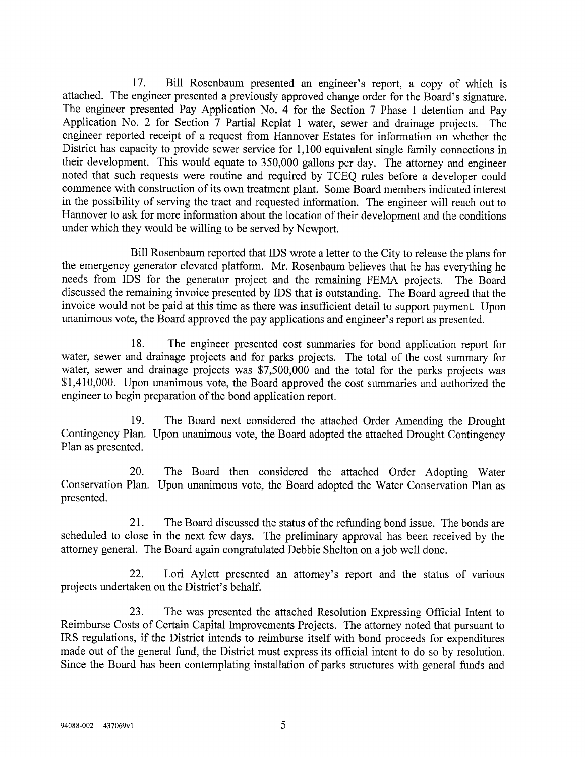17. Bill Rosenbaum presented an engineer's report, a copy of which is attached. The engineer presented a previously approved change order for the Board's signature. The engineer presented Pay Application No. 4 for the Section 7 Phase I detention and Pay Application No. 2 for Section 7 Partial Replat 1 water, sewer and drainage projects. The engineer reported receipt of a request from Hannover Estates for information on whether the District has capacity to provide sewer service for 1,100 equivalent single family connections in their development. This would equate to 350,000 gallons per day. The attorney and engineer noted that such requests were routine and required by TCEQ rules before a developer could commence with construction of its own treatment plant. Some Board members indicated interest in the possibility of serving the tract and requested information. The engineer will reach out to Hannover to ask for more information about the location of their development and the conditions under which they would be willing to be served by Newport.

Bill Rosenbaum reported that IDS wrote a letter to the City to release the plans for the emergency generator elevated platform. Mr. Rosenbaum believes that he has everything he needs from IDS for the generator project and the remaining FEMA projects. The Board discussed the remaining invoice presented by IDS that is outstanding. The Board agreed that the invoice would not be paid at this time as there was insufficient detail to support payment. Upon unanimous vote, the Board approved the pay applications and engineer's report as presented.

18. The engineer presented cost summaries for bond application report for water, sewer and drainage projects and for parks projects. The total of the cost summary for water, sewer and drainage projects was $7,500,000 and the total for the parks projects was $1,410,000. Upon unanimous vote, the Board approved the cost summaries and authorized the engineer to begin preparation of the bond application report.

19. The Board next considered the attached Order Amending the Drought Contingency Plan. Upon unanimous vote, the Board adopted the attached Drought Contingency Plan as presented.

20. The Board then considered the attached Order Adopting Water Conservation Plan. Upon unanimous vote, the Board adopted the Water Conservation Plan as presented.

21. The Board discussed the status of the refunding bond issue. The bonds are scheduled to close in the next few days. The preliminary approval has been received by the attorney general. The Board again congratulated Debbie Shelton on a job well done.

22. Lori Aylett presented an attorney's report and the status of various projects undertaken on the District's behalf.

23. The was presented the attached Resolution Expressing Official Intent to Reimburse Costs of Certain Capital Improvements Projects. The attorney noted that pursuant to IRS regulations, if the District intends to reimburse itself with bond proceeds for expenditures made out of the general fund, the District must express its official intent to do so by resolution. Since the Board has been contemplating installation of parks structures with general funds and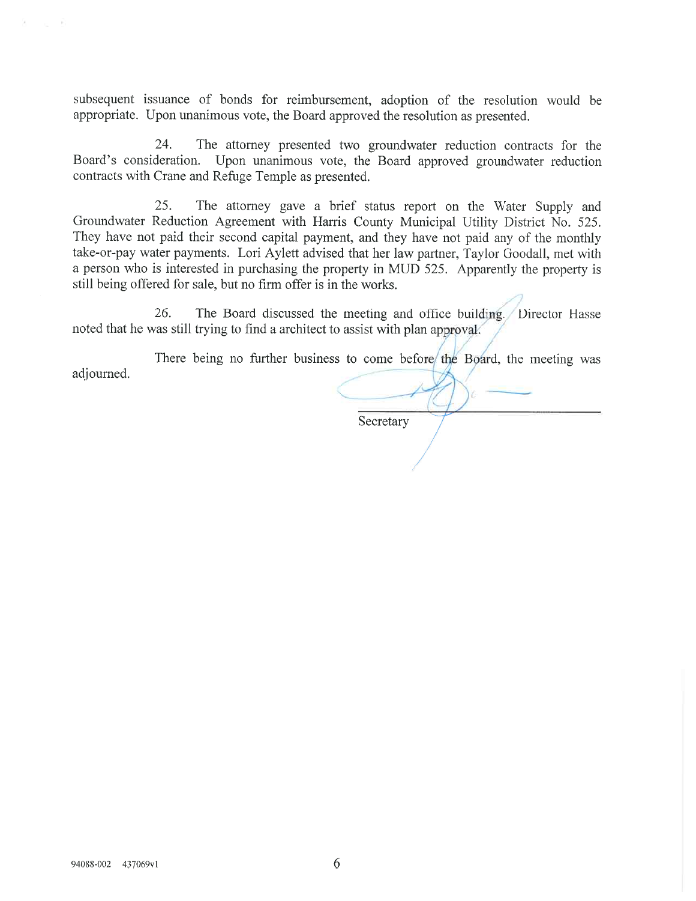subsequent issuance of bonds for reimbursement, adoption of the resolution would be appropriate. Upon unanimous vote, the Board approved the resolution as presented.

24. The attorney presented two groundwater reduction contracts for the Board's consideration. Upon unanimous vote, the Board approved groundwater reduction contracts with Crane and Refuge Temple as presented.

25. The attorney gave a brief status report on the Water Supply and Groundwater Reduction Agreement with Harris County Municipal Utility District No. 525. They have not paid their second capital payment, and they have not paid any of the monthly take-or-pay water payments. Lori Aylett advised that her law partner, Taylor Goodall, met with a person who is interested in purchasing the property in MUD 525. Apparently the property is still being offered for sale, but no firm offer is in the works.

26. The Board discussed the meeting and office building. Director Hasse noted that he was still trying to find a architect to assist with plan approval.

There being no further business to come before the Board, the meeting was adjourned.

Secretary

94088-002 437069v1